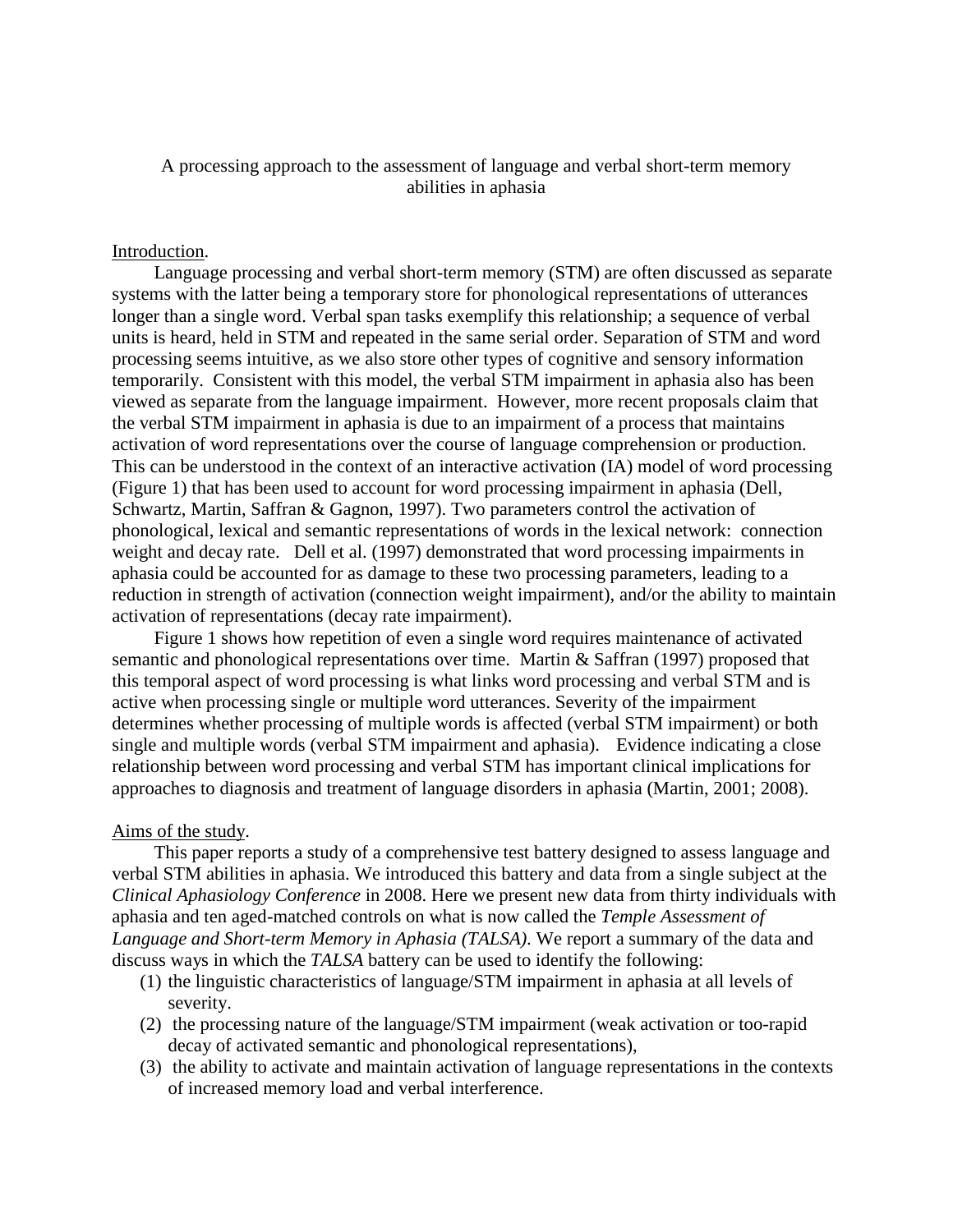# A processing approach to the assessment of language and verbal short-term memory abilities in aphasia

## Introduction.

Language processing and verbal short-term memory (STM) are often discussed as separate systems with the latter being a temporary store for phonological representations of utterances longer than a single word. Verbal span tasks exemplify this relationship; a sequence of verbal units is heard, held in STM and repeated in the same serial order. Separation of STM and word processing seems intuitive, as we also store other types of cognitive and sensory information temporarily. Consistent with this model, the verbal STM impairment in aphasia also has been viewed as separate from the language impairment. However, more recent proposals claim that the verbal STM impairment in aphasia is due to an impairment of a process that maintains activation of word representations over the course of language comprehension or production. This can be understood in the context of an interactive activation (IA) model of word processing (Figure 1) that has been used to account for word processing impairment in aphasia (Dell, Schwartz, Martin, Saffran & Gagnon, 1997). Two parameters control the activation of phonological, lexical and semantic representations of words in the lexical network: connection weight and decay rate. Dell et al. (1997) demonstrated that word processing impairments in aphasia could be accounted for as damage to these two processing parameters, leading to a reduction in strength of activation (connection weight impairment), and/or the ability to maintain activation of representations (decay rate impairment).

Figure 1 shows how repetition of even a single word requires maintenance of activated semantic and phonological representations over time. Martin & Saffran (1997) proposed that this temporal aspect of word processing is what links word processing and verbal STM and is active when processing single or multiple word utterances. Severity of the impairment determines whether processing of multiple words is affected (verbal STM impairment) or both single and multiple words (verbal STM impairment and aphasia). Evidence indicating a close relationship between word processing and verbal STM has important clinical implications for approaches to diagnosis and treatment of language disorders in aphasia (Martin, 2001; 2008).

## Aims of the study.

This paper reports a study of a comprehensive test battery designed to assess language and verbal STM abilities in aphasia. We introduced this battery and data from a single subject at the *Clinical Aphasiology Conference* in 2008. Here we present new data from thirty individuals with aphasia and ten aged-matched controls on what is now called the *Temple Assessment of Language and Short-term Memory in Aphasia (TALSA)*. We report a summary of the data and discuss ways in which the *TALSA* battery can be used to identify the following:

1. the linguistic characteristics of language/STM impairment in aphasia at all levels of severity.
2. the processing nature of the language/STM impairment (weak activation or too-rapid decay of activated semantic and phonological representations),
3. the ability to activate and maintain activation of language representations in the contexts of increased memory load and verbal interference.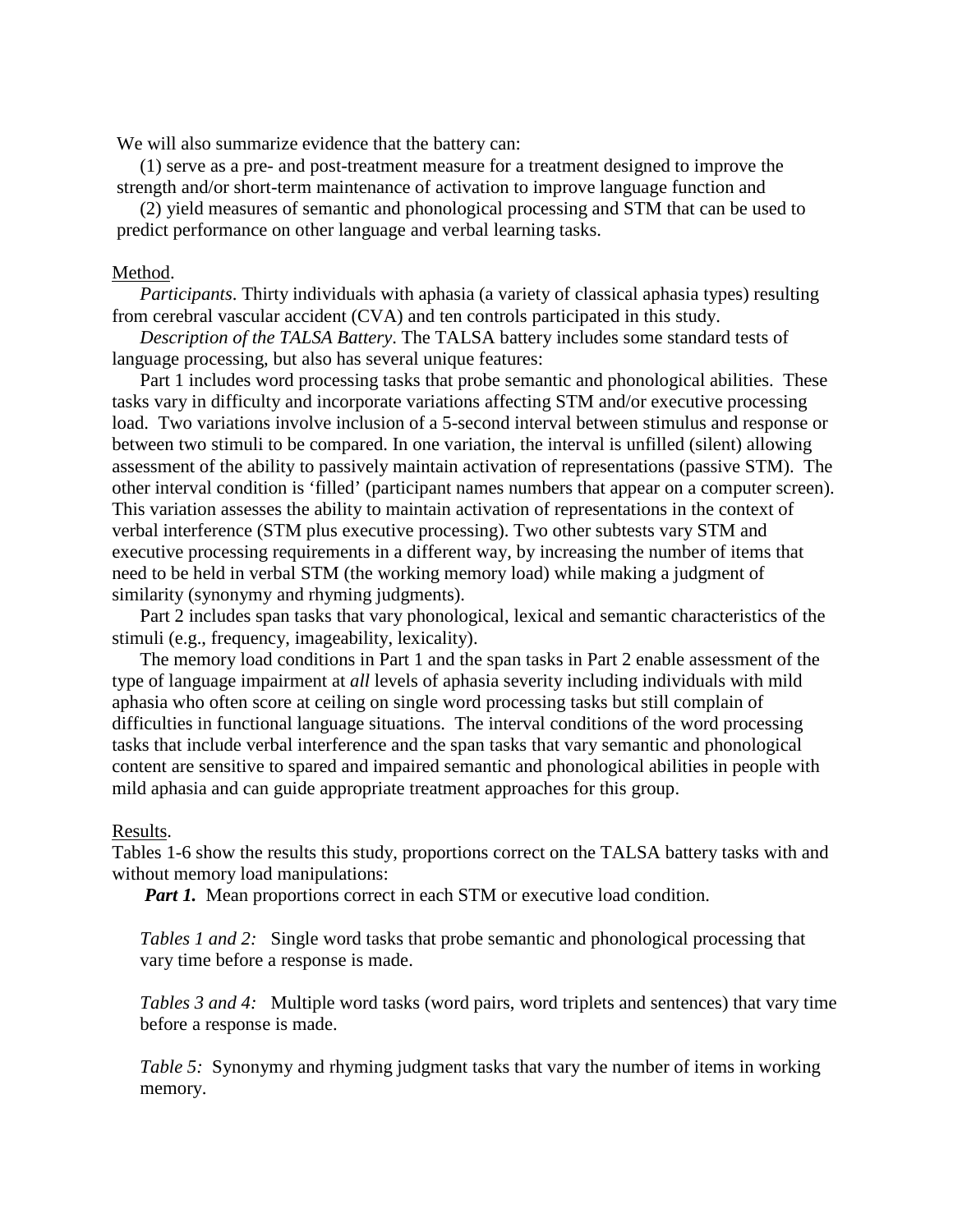We will also summarize evidence that the battery can:

(1) serve as a pre- and post-treatment measure for a treatment designed to improve the strength and/or short-term maintenance of activation to improve language function and

(2) yield measures of semantic and phonological processing and STM that can be used to predict performance on other language and verbal learning tasks.

Method.

*Participants*. Thirty individuals with aphasia (a variety of classical aphasia types) resulting from cerebral vascular accident (CVA) and ten controls participated in this study.

*Description of the TALSA Battery*. The TALSA battery includes some standard tests of language processing, but also has several unique features:

Part 1 includes word processing tasks that probe semantic and phonological abilities. These tasks vary in difficulty and incorporate variations affecting STM and/or executive processing load. Two variations involve inclusion of a 5-second interval between stimulus and response or between two stimuli to be compared. In one variation, the interval is unfilled (silent) allowing assessment of the ability to passively maintain activation of representations (passive STM). The other interval condition is 'filled' (participant names numbers that appear on a computer screen). This variation assesses the ability to maintain activation of representations in the context of verbal interference (STM plus executive processing). Two other subtests vary STM and executive processing requirements in a different way, by increasing the number of items that need to be held in verbal STM (the working memory load) while making a judgment of similarity (synonymy and rhyming judgments).

Part 2 includes span tasks that vary phonological, lexical and semantic characteristics of the stimuli (e.g., frequency, imageability, lexicality).

The memory load conditions in Part 1 and the span tasks in Part 2 enable assessment of the type of language impairment at *all* levels of aphasia severity including individuals with mild aphasia who often score at ceiling on single word processing tasks but still complain of difficulties in functional language situations. The interval conditions of the word processing tasks that include verbal interference and the span tasks that vary semantic and phonological content are sensitive to spared and impaired semantic and phonological abilities in people with mild aphasia and can guide appropriate treatment approaches for this group.

Results.

Tables 1-6 show the results this study, proportions correct on the TALSA battery tasks with and without memory load manipulations:

***Part 1.*** Mean proportions correct in each STM or executive load condition.

*Tables 1 and 2:* Single word tasks that probe semantic and phonological processing that vary time before a response is made.

*Tables 3 and 4:* Multiple word tasks (word pairs, word triplets and sentences) that vary time before a response is made.

*Table 5:* Synonymy and rhyming judgment tasks that vary the number of items in working memory.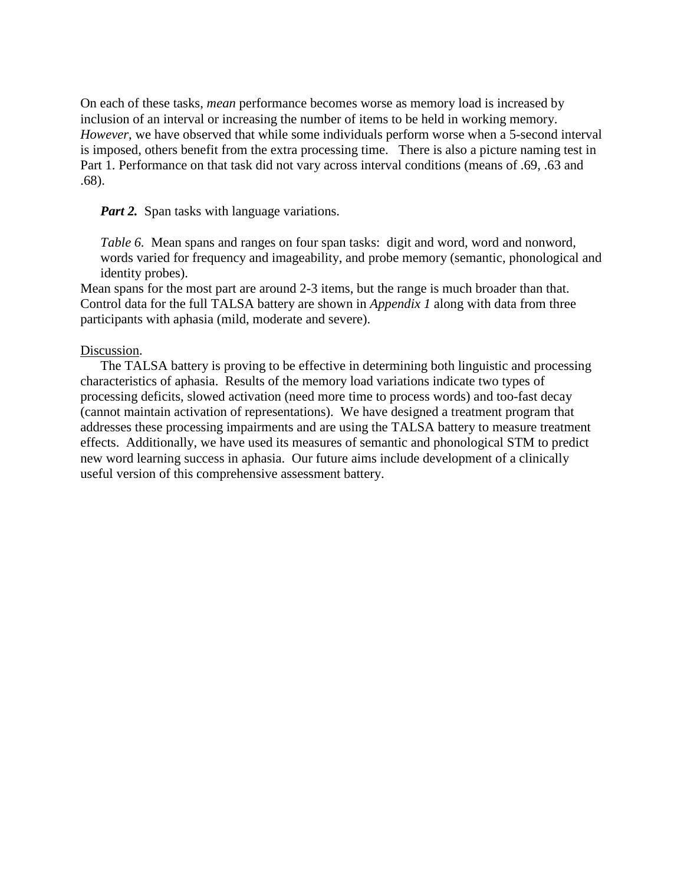On each of these tasks, *mean* performance becomes worse as memory load is increased by inclusion of an interval or increasing the number of items to be held in working memory. *However*, we have observed that while some individuals perform worse when a 5-second interval is imposed, others benefit from the extra processing time. There is also a picture naming test in Part 1. Performance on that task did not vary across interval conditions (means of .69, .63 and .68).

***Part 2.*** Span tasks with language variations.

*Table 6.* Mean spans and ranges on four span tasks: digit and word, word and nonword, words varied for frequency and imageability, and probe memory (semantic, phonological and identity probes).

Mean spans for the most part are around 2-3 items, but the range is much broader than that. Control data for the full TALSA battery are shown in *Appendix 1* along with data from three participants with aphasia (mild, moderate and severe).

<u>Discussion</u>.

The TALSA battery is proving to be effective in determining both linguistic and processing characteristics of aphasia. Results of the memory load variations indicate two types of processing deficits, slowed activation (need more time to process words) and too-fast decay (cannot maintain activation of representations). We have designed a treatment program that addresses these processing impairments and are using the TALSA battery to measure treatment effects. Additionally, we have used its measures of semantic and phonological STM to predict new word learning success in aphasia. Our future aims include development of a clinically useful version of this comprehensive assessment battery.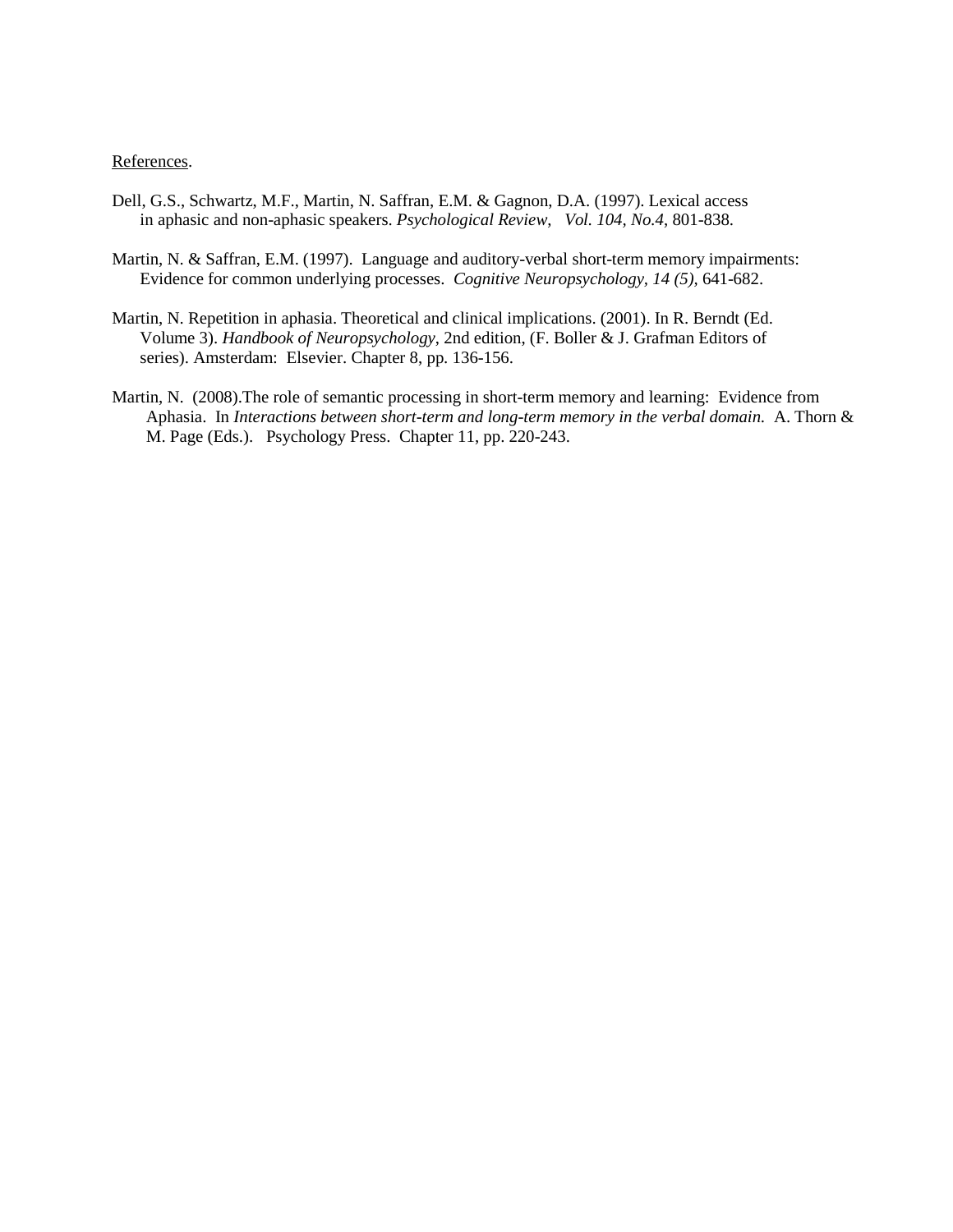References.

Dell, G.S., Schwartz, M.F., Martin, N. Saffran, E.M. & Gagnon, D.A. (1997). Lexical access in aphasic and non-aphasic speakers. *Psychological Review, Vol. 104, No.4*, 801-838.

Martin, N. & Saffran, E.M. (1997). Language and auditory-verbal short-term memory impairments: Evidence for common underlying processes. *Cognitive Neuropsychology, 14 (5),* 641-682.

Martin, N. Repetition in aphasia. Theoretical and clinical implications. (2001). In R. Berndt (Ed. Volume 3). *Handbook of Neuropsychology*, 2nd edition, (F. Boller & J. Grafman Editors of series). Amsterdam: Elsevier. Chapter 8, pp. 136-156.

Martin, N. (2008).The role of semantic processing in short-term memory and learning: Evidence from Aphasia. In *Interactions between short-term and long-term memory in the verbal domain.* A. Thorn & M. Page (Eds.). Psychology Press. Chapter 11, pp. 220-243.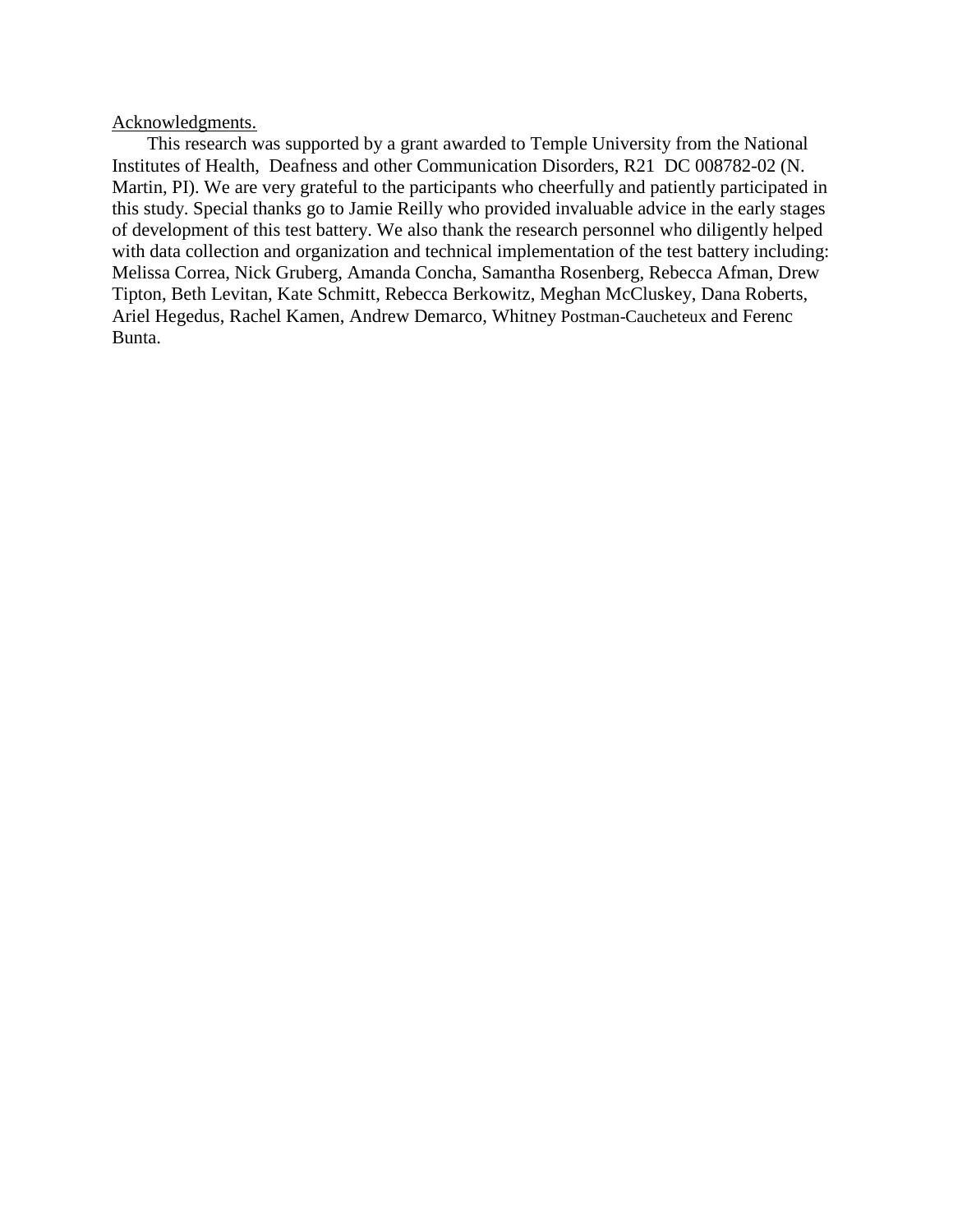Acknowledgments.

This research was supported by a grant awarded to Temple University from the National Institutes of Health, Deafness and other Communication Disorders, R21 DC 008782-02 (N. Martin, PI). We are very grateful to the participants who cheerfully and patiently participated in this study. Special thanks go to Jamie Reilly who provided invaluable advice in the early stages of development of this test battery. We also thank the research personnel who diligently helped with data collection and organization and technical implementation of the test battery including: Melissa Correa, Nick Gruberg, Amanda Concha, Samantha Rosenberg, Rebecca Afman, Drew Tipton, Beth Levitan, Kate Schmitt, Rebecca Berkowitz, Meghan McCluskey, Dana Roberts, Ariel Hegedus, Rachel Kamen, Andrew Demarco, Whitney Postman-Caucheteux and Ferenc Bunta.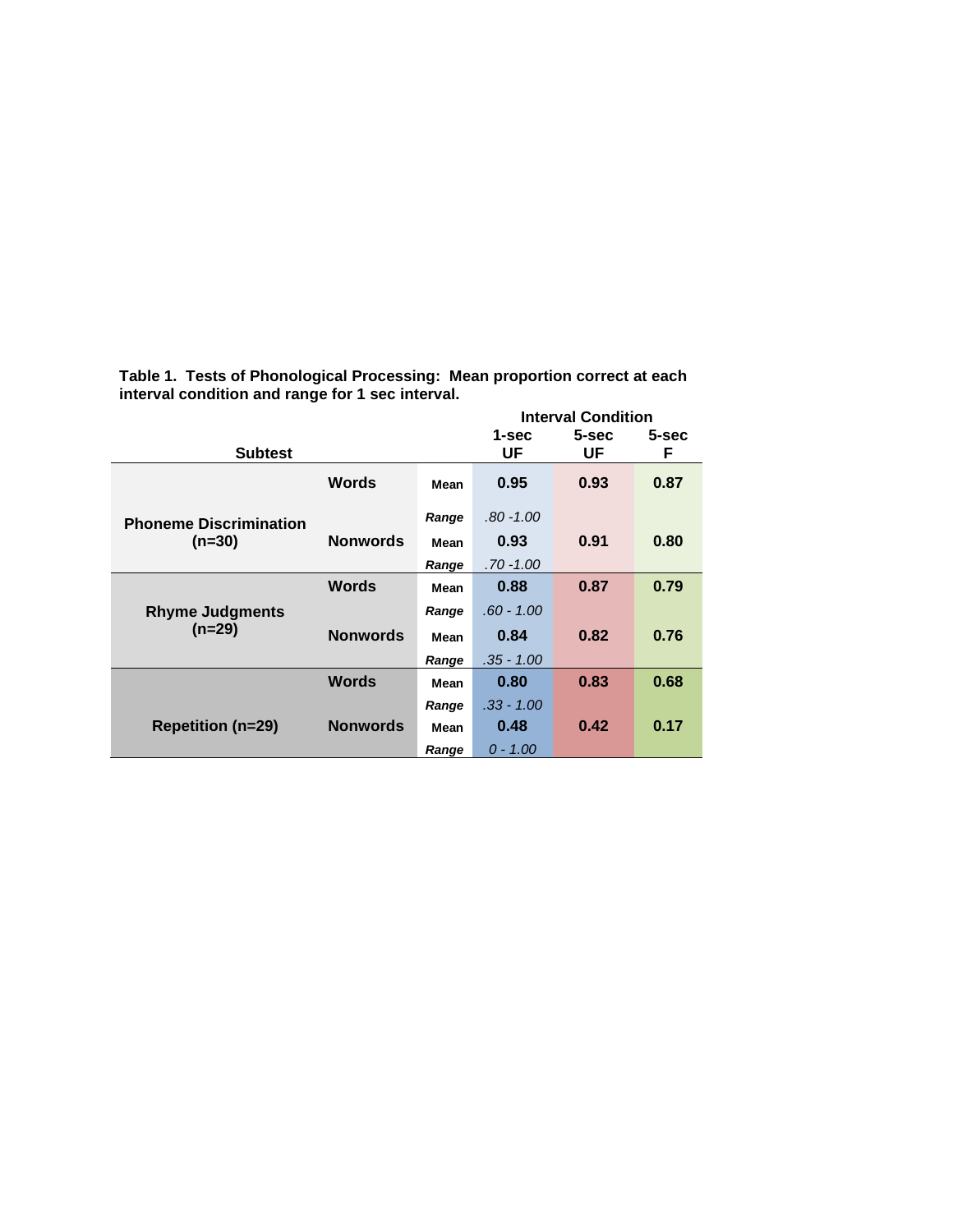**Table 1. Tests of Phonological Processing: Mean proportion correct at each interval condition and range for 1 sec interval.**

| Subtest | | | Interval Condition 1-sec UF | 5-sec UF | 5-sec F |
|---|---|---|---|---|---|
| Phoneme Discrimination (n=30) | Words | Mean | 0.95 | 0.93 | 0.87 |
| | | *Range* | *.80 -1.00* | | |
| | Nonwords | Mean | 0.93 | 0.91 | 0.80 |
| | | *Range* | *.70 -1.00* | | |
| Rhyme Judgments (n=29) | Words | Mean | 0.88 | 0.87 | 0.79 |
| | | *Range* | *.60 - 1.00* | | |
| | Nonwords | Mean | 0.84 | 0.82 | 0.76 |
| | | *Range* | *.35 - 1.00* | | |
| Repetition (n=29) | Words | Mean | 0.80 | 0.83 | 0.68 |
| | | *Range* | *.33 - 1.00* | | |
| | Nonwords | Mean | 0.48 | 0.42 | 0.17 |
| | | *Range* | *0 - 1.00* | | |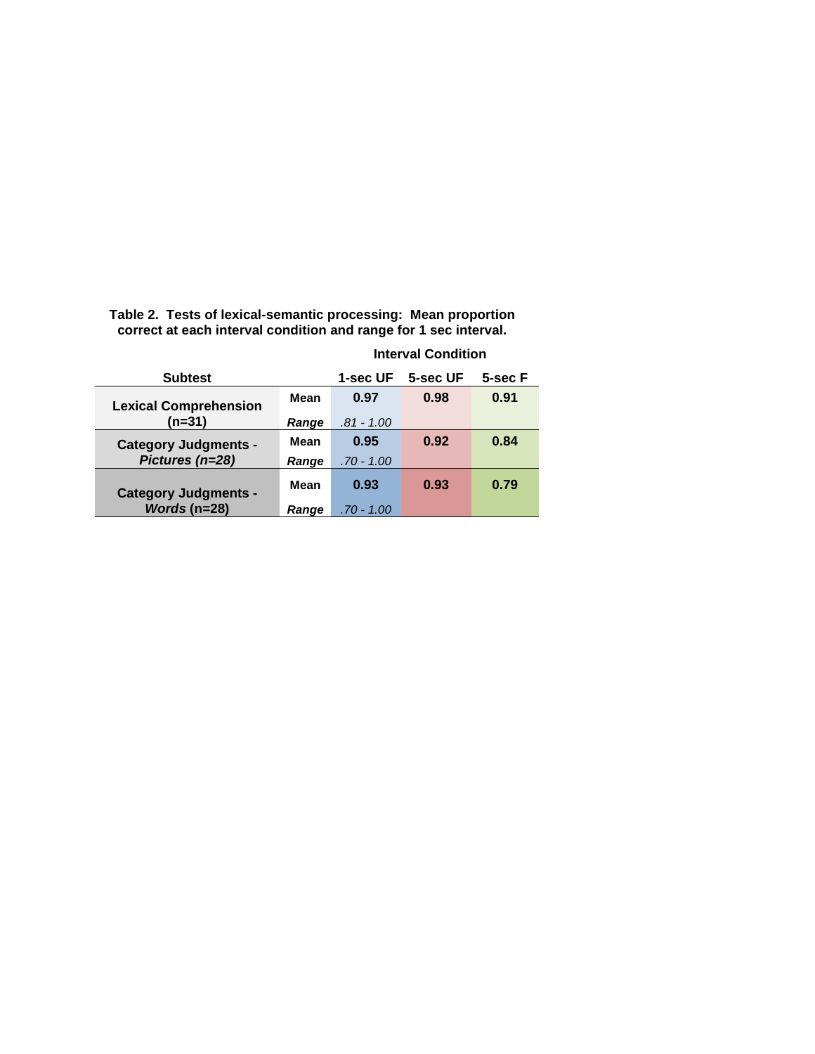**Table 2. Tests of lexical-semantic processing: Mean proportion correct at each interval condition and range for 1 sec interval.**

| Subtest | | Interval Condition | | |
|---|---|---|---|---|
| | | **1-sec UF** | **5-sec UF** | **5-sec F** |
| **Lexical Comprehension (n=31)** | **Mean** | **0.97** | **0.98** | **0.91** |
| | ***Range*** | *.81 - 1.00* | | |
| **Category Judgments - *Pictures (n=28)*** | **Mean** | **0.95** | **0.92** | **0.84** |
| | ***Range*** | *.70 - 1.00* | | |
| **Category Judgments - *Words* (n=28)** | **Mean** | **0.93** | **0.93** | **0.79** |
| | ***Range*** | *.70 - 1.00* | | |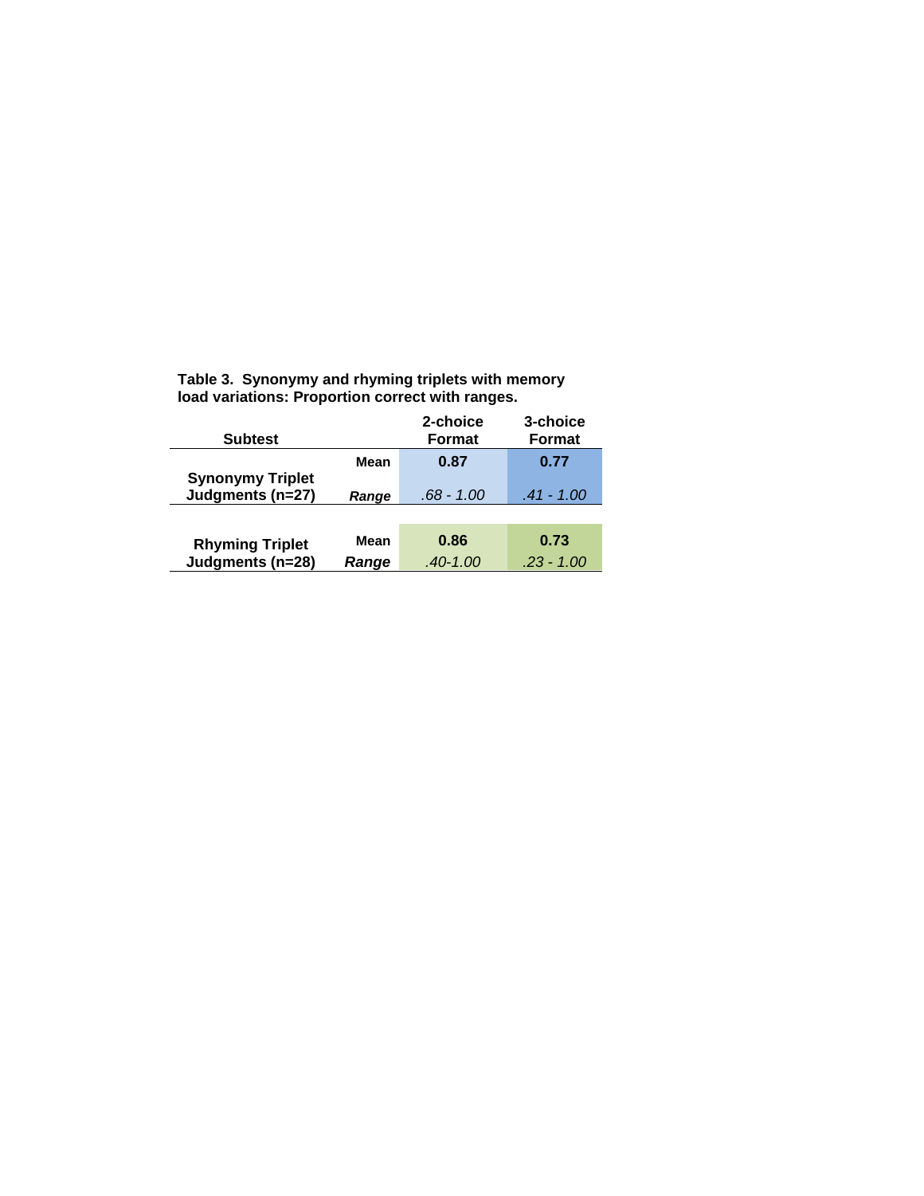**Table 3. Synonymy and rhyming triplets with memory load variations: Proportion correct with ranges.**

| Subtest | | 2-choice Format | 3-choice Format |
|---|---|---|---|
| Synonymy Triplet Judgments (n=27) | Mean | **0.87** | **0.77** |
| | *Range* | *.68 - 1.00* | *.41 - 1.00* |
| Rhyming Triplet Judgments (n=28) | Mean | **0.86** | **0.73** |
| | *Range* | *.40-1.00* | *.23 - 1.00* |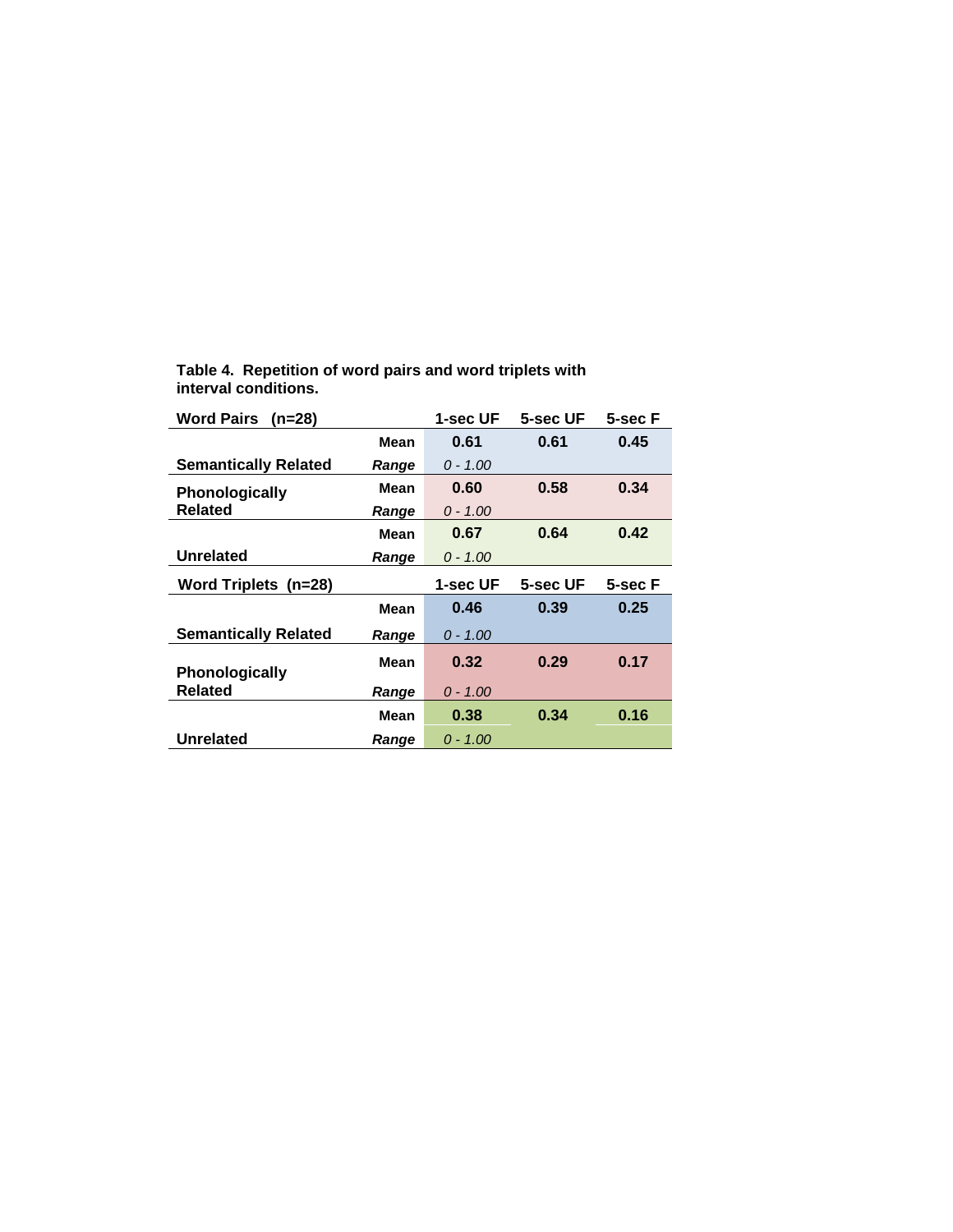**Table 4. Repetition of word pairs and word triplets with interval conditions.**

| Word Pairs (n=28) | | 1-sec UF | 5-sec UF | 5-sec F |
|---|---|---|---|---|
| Semantically Related | Mean | 0.61 | 0.61 | 0.45 |
| | *Range* | *0 - 1.00* | | |
| Phonologically Related | Mean | 0.60 | 0.58 | 0.34 |
| | *Range* | *0 - 1.00* | | |
| Unrelated | Mean | 0.67 | 0.64 | 0.42 |
| | *Range* | *0 - 1.00* | | |
| **Word Triplets (n=28)** | | **1-sec UF** | **5-sec UF** | **5-sec F** |
| Semantically Related | Mean | 0.46 | 0.39 | 0.25 |
| | *Range* | *0 - 1.00* | | |
| Phonologically Related | Mean | 0.32 | 0.29 | 0.17 |
| | *Range* | *0 - 1.00* | | |
| Unrelated | Mean | 0.38 | 0.34 | 0.16 |
| | *Range* | *0 - 1.00* | | |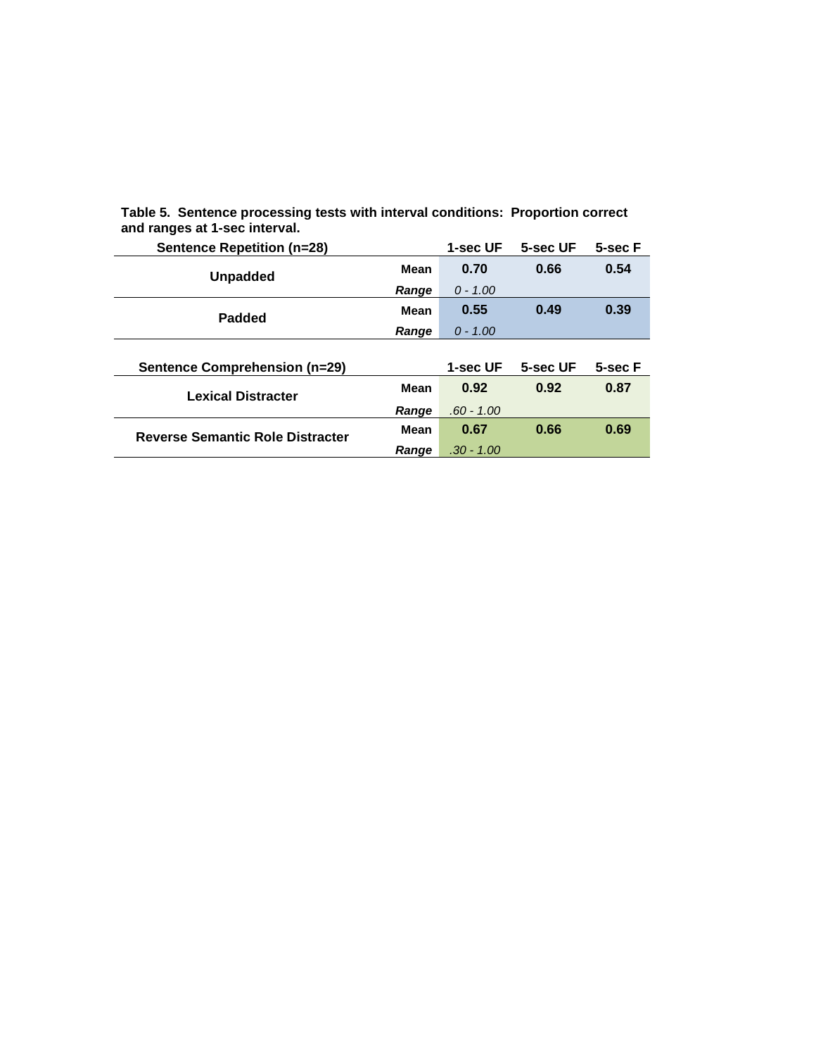**Table 5. Sentence processing tests with interval conditions: Proportion correct and ranges at 1-sec interval.**

| Sentence Repetition (n=28) | | 1-sec UF | 5-sec UF | 5-sec F |
|---|---|---|---|---|
| Unpadded | **Mean** | **0.70** | **0.66** | **0.54** |
| | ***Range*** | *0 - 1.00* | | |
| Padded | **Mean** | **0.55** | **0.49** | **0.39** |
| | ***Range*** | *0 - 1.00* | | |

| Sentence Comprehension (n=29) | | 1-sec UF | 5-sec UF | 5-sec F |
|---|---|---|---|---|
| Lexical Distracter | **Mean** | **0.92** | **0.92** | **0.87** |
| | ***Range*** | *.60 - 1.00* | | |
| Reverse Semantic Role Distracter | **Mean** | **0.67** | **0.66** | **0.69** |
| | ***Range*** | *.30 - 1.00* | | |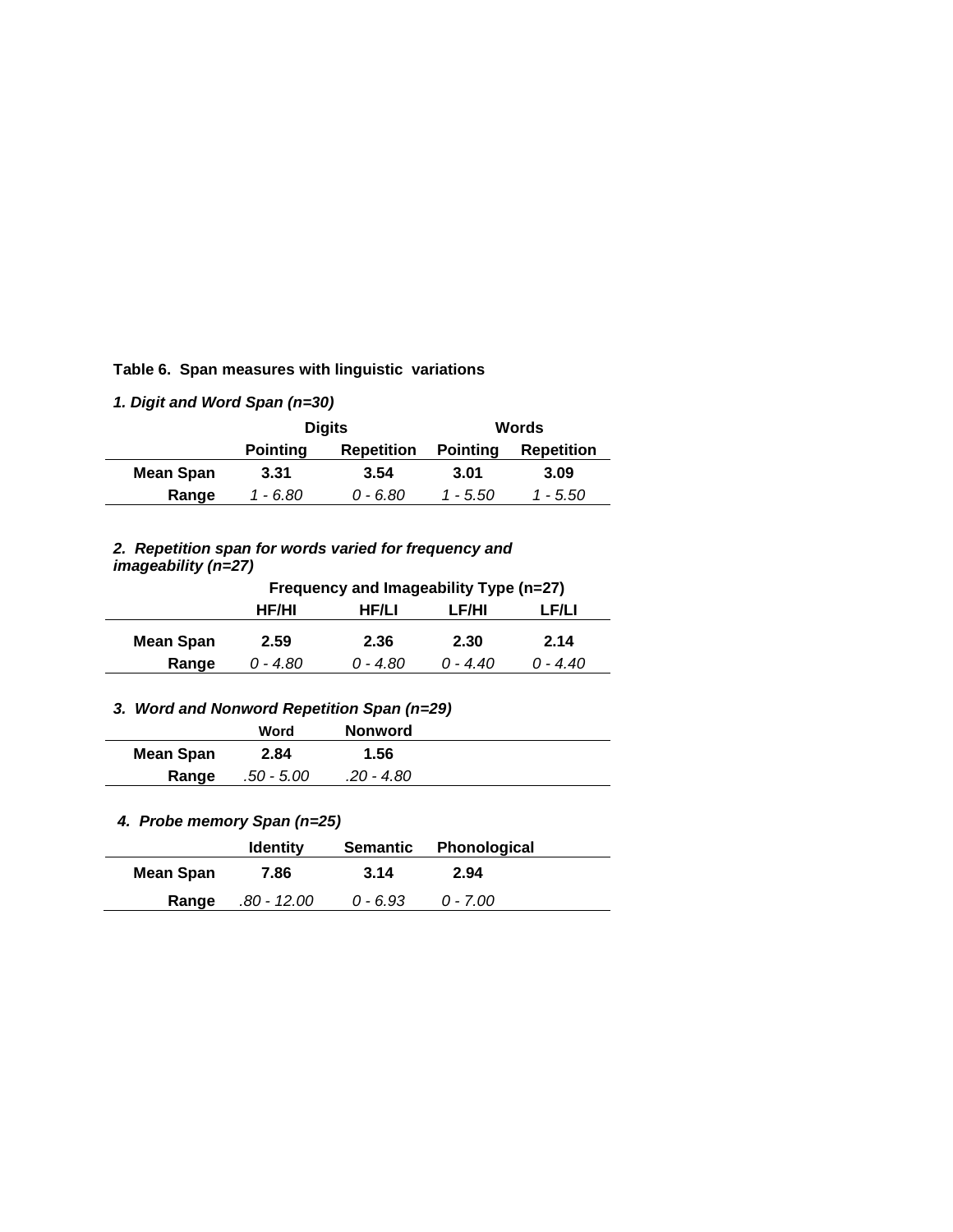**Table 6. Span measures with linguistic variations**

***1. Digit and Word Span (n=30)***

| | Digits | | Words | |
|---|---|---|---|---|
| | **Pointing** | **Repetition** | **Pointing** | **Repetition** |
| **Mean Span** | **3.31** | **3.54** | **3.01** | **3.09** |
| **Range** | *1 - 6.80* | *0 - 6.80* | *1 - 5.50* | *1 - 5.50* |

***2. Repetition span for words varied for frequency and imageability (n=27)***

| | Frequency and Imageability Type (n=27) | | | |
|---|---|---|---|---|
| | **HF/HI** | **HF/LI** | **LF/HI** | **LF/LI** |
| **Mean Span** | **2.59** | **2.36** | **2.30** | **2.14** |
| **Range** | *0 - 4.80* | *0 - 4.80* | *0 - 4.40* | *0 - 4.40* |

***3. Word and Nonword Repetition Span (n=29)***

| | **Word** | **Nonword** |
|---|---|---|
| **Mean Span** | **2.84** | **1.56** |
| **Range** | *.50 - 5.00* | *.20 - 4.80* |

***4. Probe memory Span (n=25)***

| | **Identity** | **Semantic** | **Phonological** |
|---|---|---|---|
| **Mean Span** | **7.86** | **3.14** | **2.94** |
| **Range** | *.80 - 12.00* | *0 - 6.93* | *0 - 7.00* |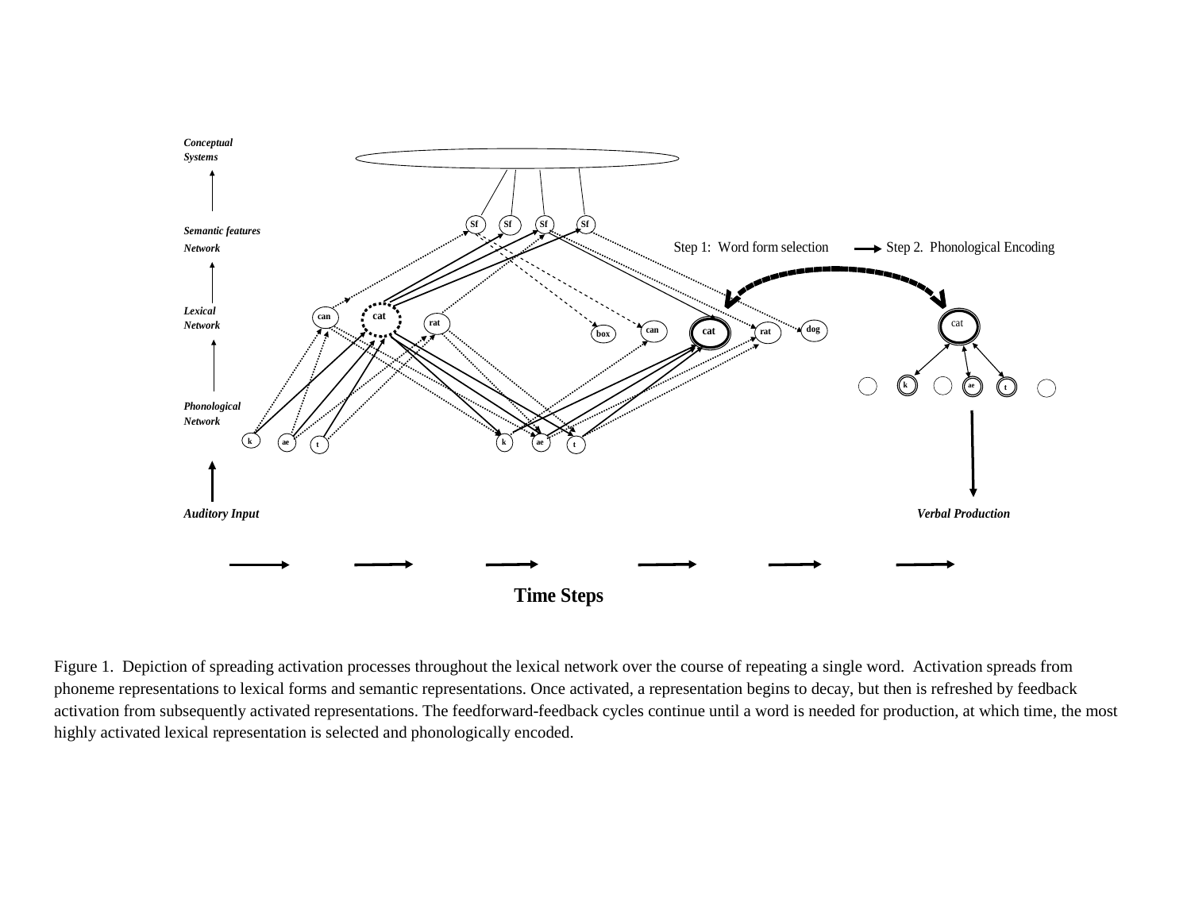Conceptual Systems

Semantic features Network

Lexical Network

Phonological Network

Auditory Input

Sf Sf Sf Sf

can cat rat box can cat rat dog

k ae t k ae t

Step 1: Word form selection

Step 2. Phonological Encoding

cat

k ae t

Verbal Production

Time Steps

Figure 1. Depiction of spreading activation processes throughout the lexical network over the course of repeating a single word. Activation spreads from phoneme representations to lexical forms and semantic representations. Once activated, a representation begins to decay, but then is refreshed by feedback activation from subsequently activated representations. The feedforward-feedback cycles continue until a word is needed for production, at which time, the most highly activated lexical representation is selected and phonologically encoded.